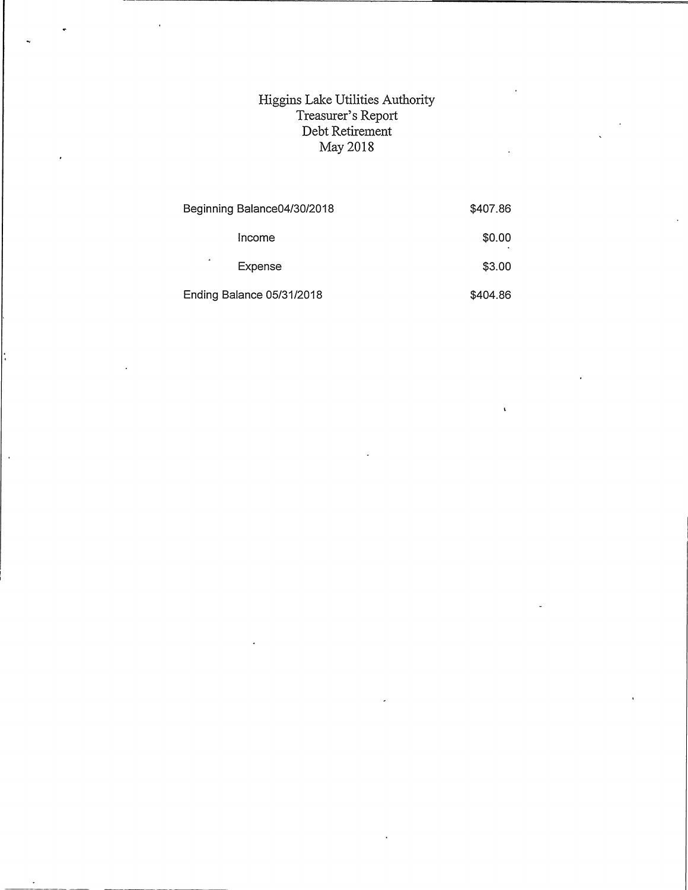# Higgins Lake Utilities Authority
## Treasurer's Report
## Debt Retirement
## May 2018

| | |
|---|---|
| Beginning Balance04/30/2018 | $407.86 |
| Income | $0.00 |
| Expense | $3.00 |
| Ending Balance 05/31/2018 | $404.86 |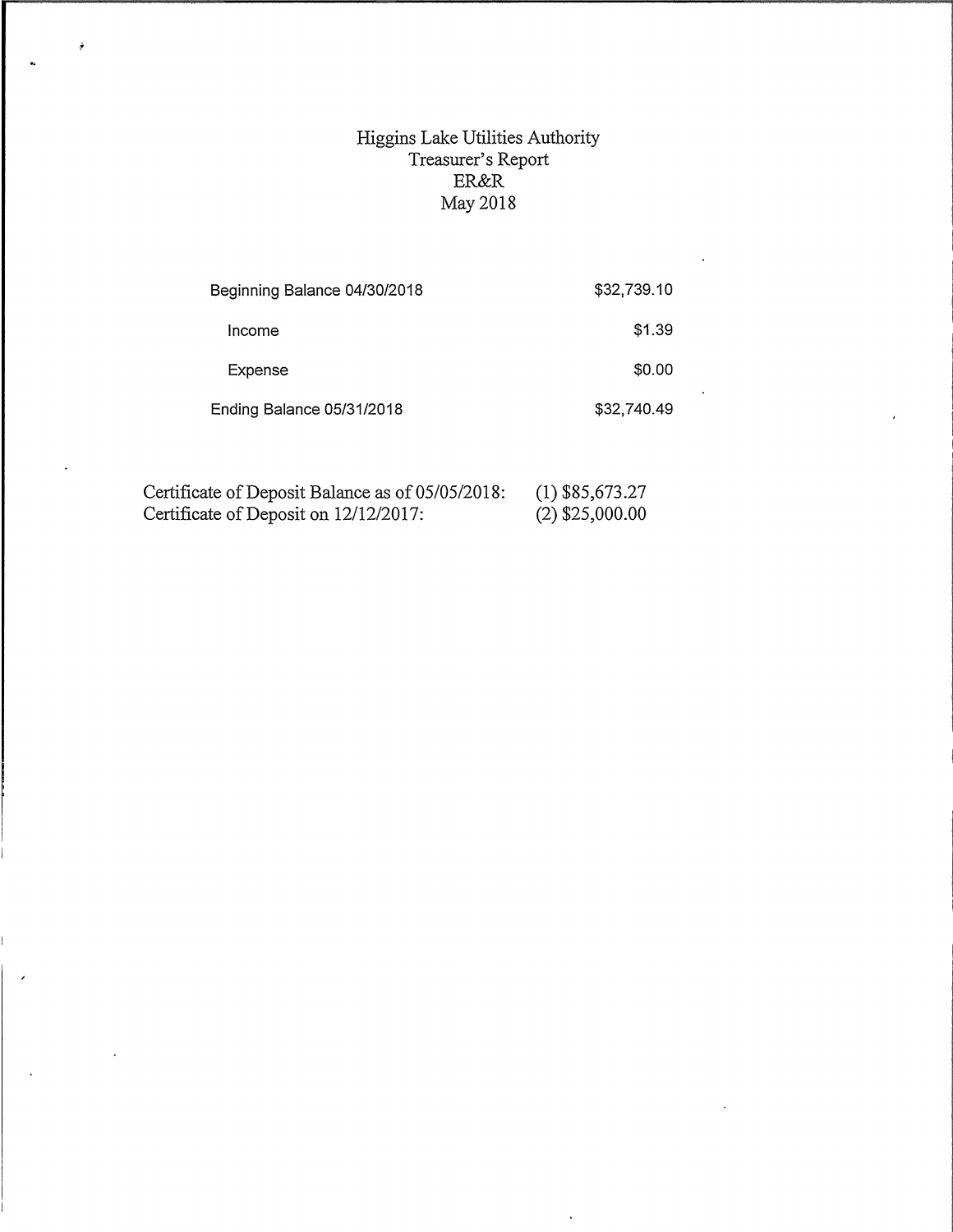# Higgins Lake Utilities Authority
## Treasurer's Report
## ER&R
## May 2018

| | |
|---|---|
| Beginning Balance 04/30/2018 | $32,739.10 |
| Income | $1.39 |
| Expense | $0.00 |
| Ending Balance 05/31/2018 | $32,740.49 |

| | |
|---|---|
| Certificate of Deposit Balance as of 05/05/2018: | (1) $85,673.27 |
| Certificate of Deposit on 12/12/2017: | (2) $25,000.00 |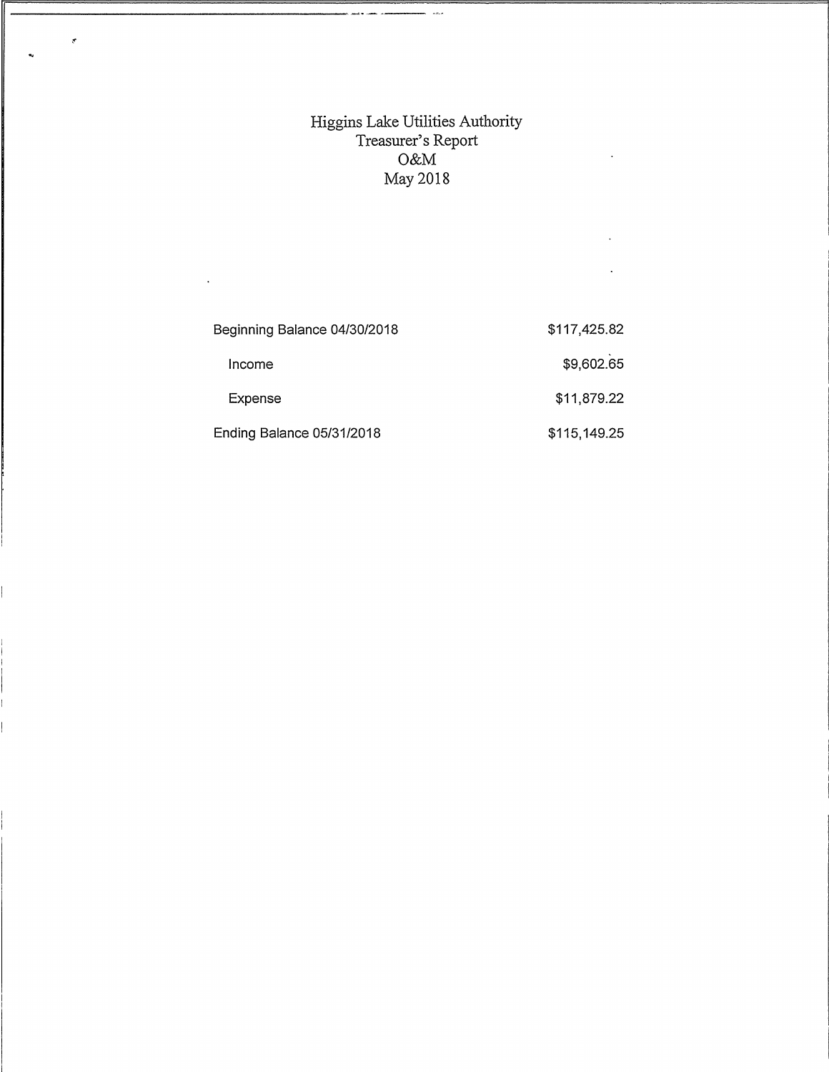# Higgins Lake Utilities Authority
## Treasurer's Report
## O&M
## May 2018

| | |
|---|---|
| Beginning Balance 04/30/2018 | $117,425.82 |
| Income | $9,602.65 |
| Expense | $11,879.22 |
| Ending Balance 05/31/2018 | $115,149.25 |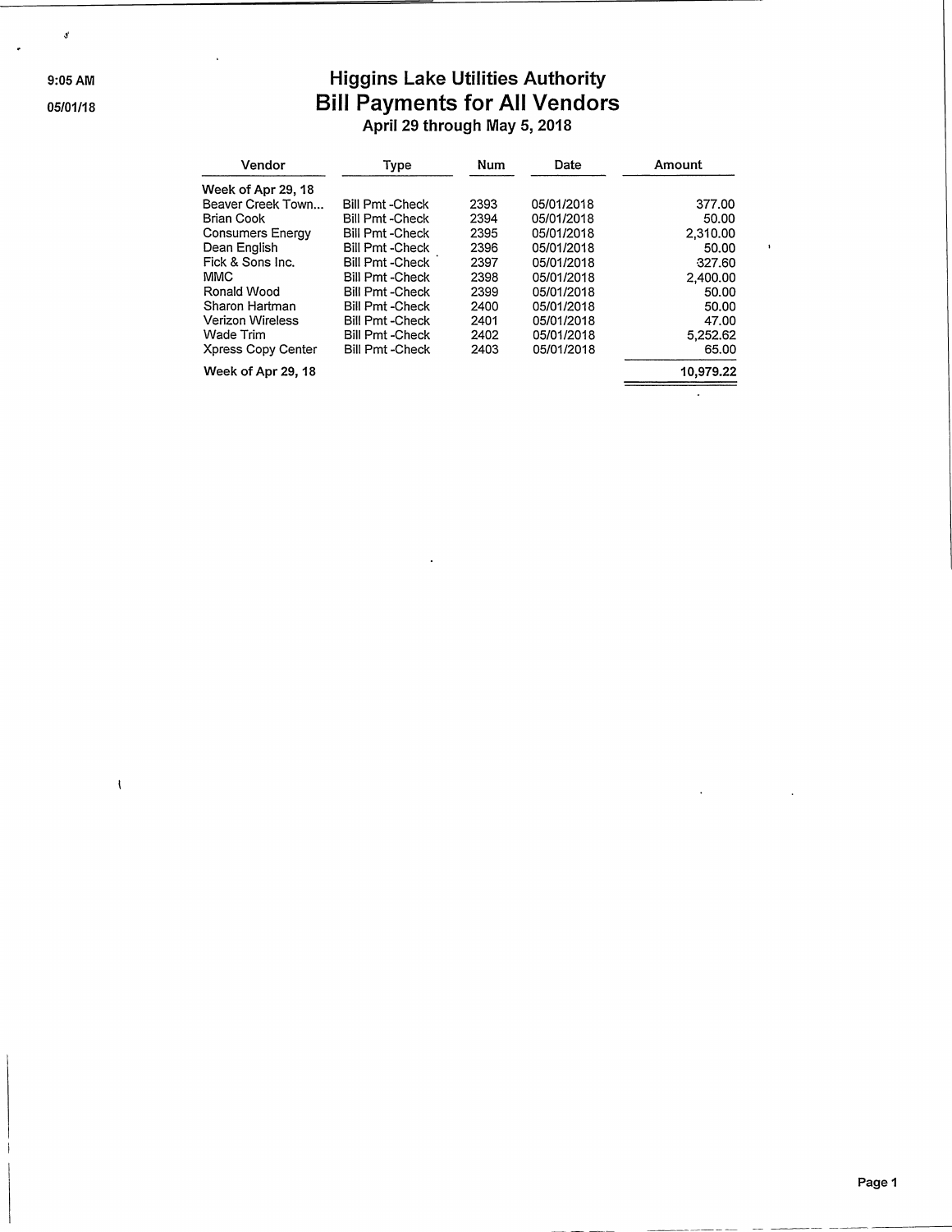9:05 AM

05/01/18

# Higgins Lake Utilities Authority
## Bill Payments for All Vendors
### April 29 through May 5, 2018

| Vendor | Type | Num | Date | Amount |
|---|---|---|---|---|
| Week of Apr 29, 18 | | | | |
| Beaver Creek Town... | Bill Pmt -Check | 2393 | 05/01/2018 | 377.00 |
| Brian Cook | Bill Pmt -Check | 2394 | 05/01/2018 | 50.00 |
| Consumers Energy | Bill Pmt -Check | 2395 | 05/01/2018 | 2,310.00 |
| Dean English | Bill Pmt -Check | 2396 | 05/01/2018 | 50.00 |
| Fick & Sons Inc. | Bill Pmt -Check | 2397 | 05/01/2018 | 327.60 |
| MMC | Bill Pmt -Check | 2398 | 05/01/2018 | 2,400.00 |
| Ronald Wood | Bill Pmt -Check | 2399 | 05/01/2018 | 50.00 |
| Sharon Hartman | Bill Pmt -Check | 2400 | 05/01/2018 | 50.00 |
| Verizon Wireless | Bill Pmt -Check | 2401 | 05/01/2018 | 47.00 |
| Wade Trim | Bill Pmt -Check | 2402 | 05/01/2018 | 5,252.62 |
| Xpress Copy Center | Bill Pmt -Check | 2403 | 05/01/2018 | 65.00 |
| **Week of Apr 29, 18** | | | | **10,979.22** |